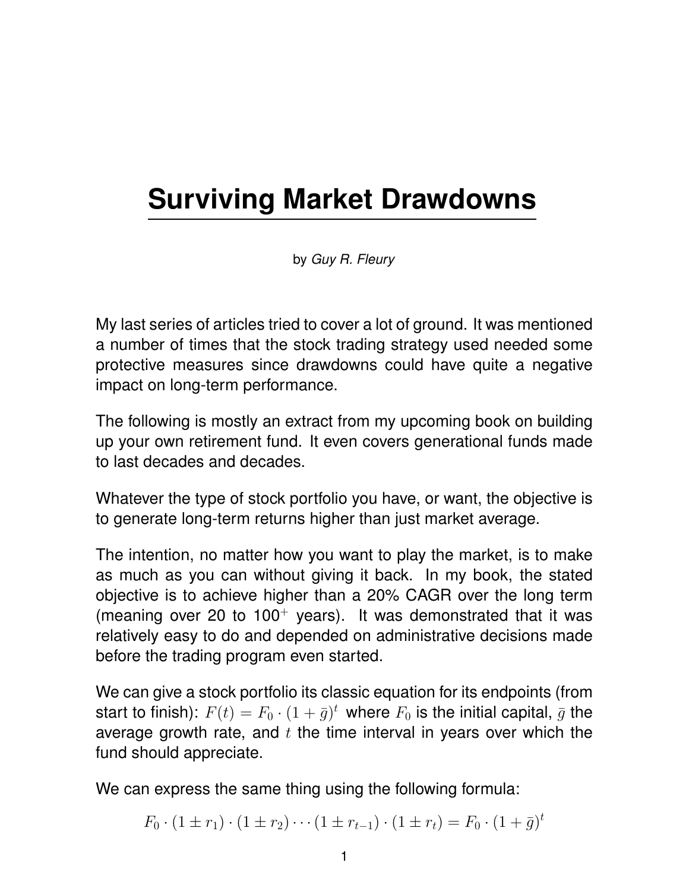# Surviving Market Drawdowns

by *Guy R. Fleury*

My last series of articles tried to cover a lot of ground. It was mentioned a number of times that the stock trading strategy used needed some protective measures since drawdowns could have quite a negative impact on long-term performance.

The following is mostly an extract from my upcoming book on building up your own retirement fund. It even covers generational funds made to last decades and decades.

Whatever the type of stock portfolio you have, or want, the objective is to generate long-term returns higher than just market average.

The intention, no matter how you want to play the market, is to make as much as you can without giving it back. In my book, the stated objective is to achieve higher than a 20% CAGR over the long term (meaning over 20 to $100^+$ years). It was demonstrated that it was relatively easy to do and depended on administrative decisions made before the trading program even started.

We can give a stock portfolio its classic equation for its endpoints (from start to finish): $F(t) = F_0 \cdot (1 + \bar{g})^t$ where $F_0$ is the initial capital, $\bar{g}$ the average growth rate, and $t$ the time interval in years over which the fund should appreciate.

We can express the same thing using the following formula:

$$F_0 \cdot (1 \pm r_1) \cdot (1 \pm r_2) \cdots (1 \pm r_{t-1}) \cdot (1 \pm r_t) = F_0 \cdot (1 + \bar{g})^t$$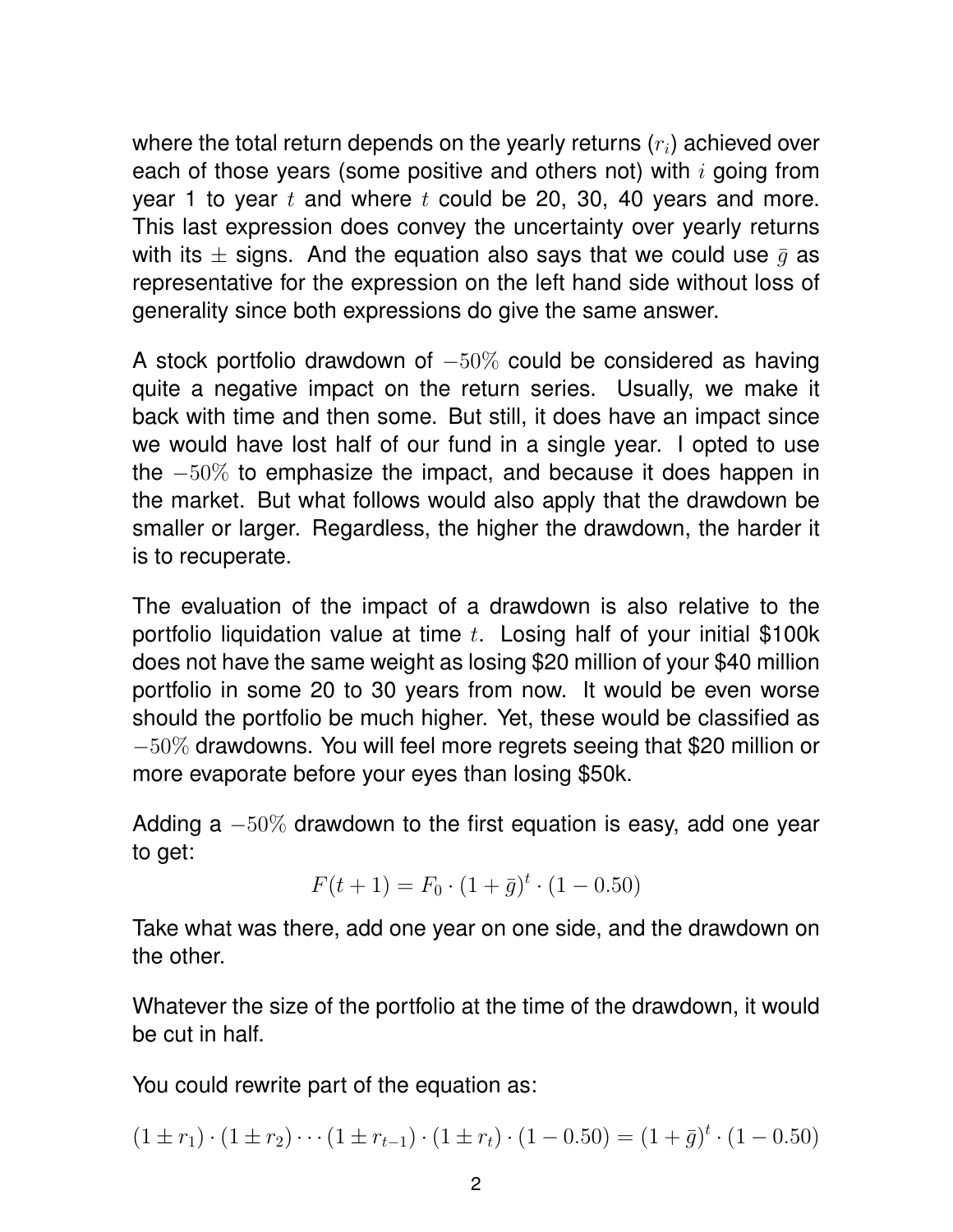where the total return depends on the yearly returns ($r_i$) achieved over each of those years (some positive and others not) with $i$ going from year 1 to year $t$ and where $t$ could be 20, 30, 40 years and more. This last expression does convey the uncertainty over yearly returns with its $\pm$ signs. And the equation also says that we could use $\bar{g}$ as representative for the expression on the left hand side without loss of generality since both expressions do give the same answer.

A stock portfolio drawdown of $-50\%$ could be considered as having quite a negative impact on the return series. Usually, we make it back with time and then some. But still, it does have an impact since we would have lost half of our fund in a single year. I opted to use the $-50\%$ to emphasize the impact, and because it does happen in the market. But what follows would also apply that the drawdown be smaller or larger. Regardless, the higher the drawdown, the harder it is to recuperate.

The evaluation of the impact of a drawdown is also relative to the portfolio liquidation value at time $t$. Losing half of your initial \$100k does not have the same weight as losing \$20 million of your \$40 million portfolio in some 20 to 30 years from now. It would be even worse should the portfolio be much higher. Yet, these would be classified as $-50\%$ drawdowns. You will feel more regrets seeing that \$20 million or more evaporate before your eyes than losing \$50k.

Adding a $-50\%$ drawdown to the first equation is easy, add one year to get:

$$F(t+1) = F_0 \cdot (1+\bar{g})^t \cdot (1-0.50)$$

Take what was there, add one year on one side, and the drawdown on the other.

Whatever the size of the portfolio at the time of the drawdown, it would be cut in half.

You could rewrite part of the equation as:

$$(1 \pm r_1) \cdot (1 \pm r_2) \cdots (1 \pm r_{t-1}) \cdot (1 \pm r_t) \cdot (1-0.50) = (1+\bar{g})^t \cdot (1-0.50)$$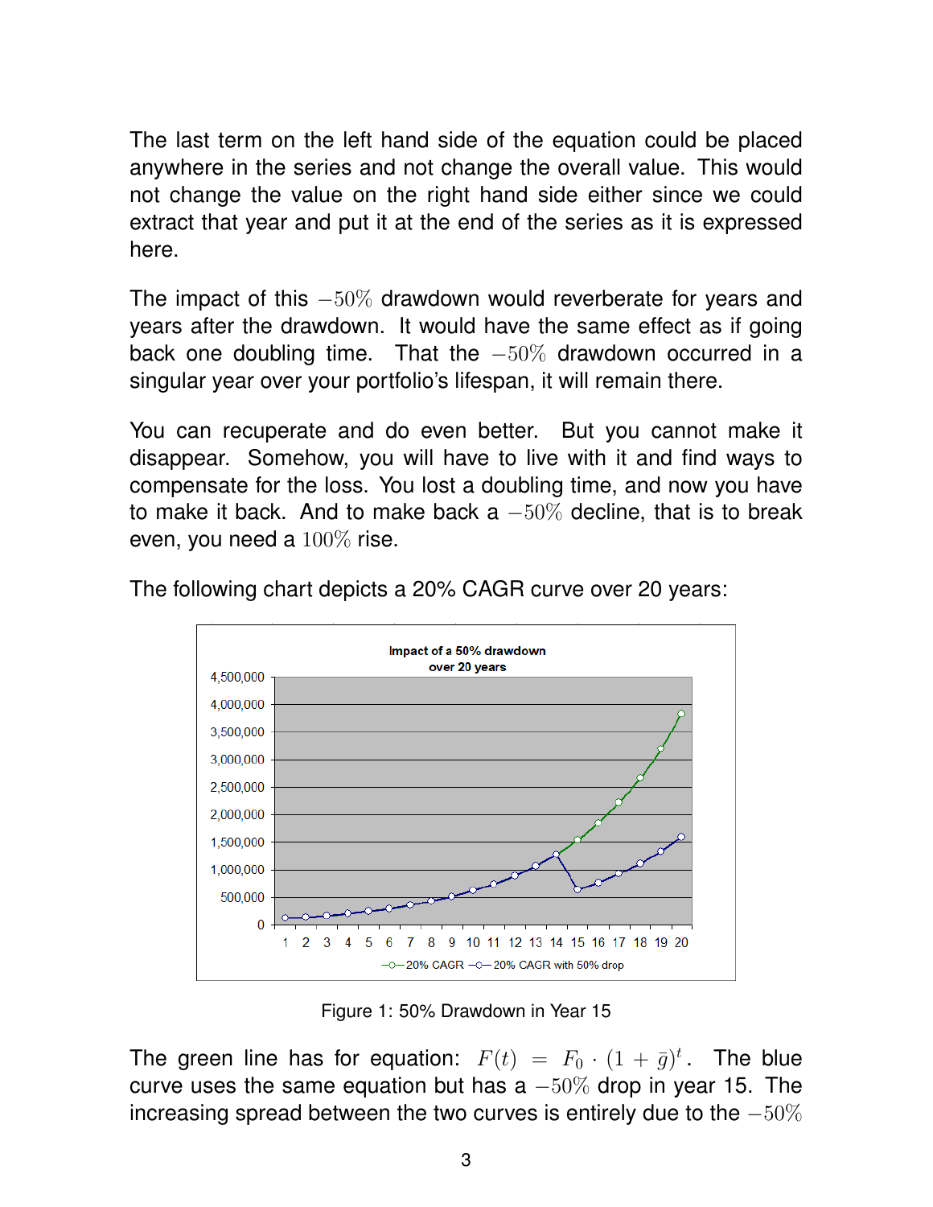The last term on the left hand side of the equation could be placed anywhere in the series and not change the overall value. This would not change the value on the right hand side either since we could extract that year and put it at the end of the series as it is expressed here.

The impact of this $-50\%$ drawdown would reverberate for years and years after the drawdown. It would have the same effect as if going back one doubling time. That the $-50\%$ drawdown occurred in a singular year over your portfolio's lifespan, it will remain there.

You can recuperate and do even better. But you cannot make it disappear. Somehow, you will have to live with it and find ways to compensate for the loss. You lost a doubling time, and now you have to make it back. And to make back a $-50\%$ decline, that is to break even, you need a $100\%$ rise.

The following chart depicts a 20% CAGR curve over 20 years:

Figure 1: 50% Drawdown in Year 15

The green line has for equation: $F(t) = F_0 \cdot (1 + \bar{g})^t$. The blue curve uses the same equation but has a $-50\%$ drop in year 15. The increasing spread between the two curves is entirely due to the $-50\%$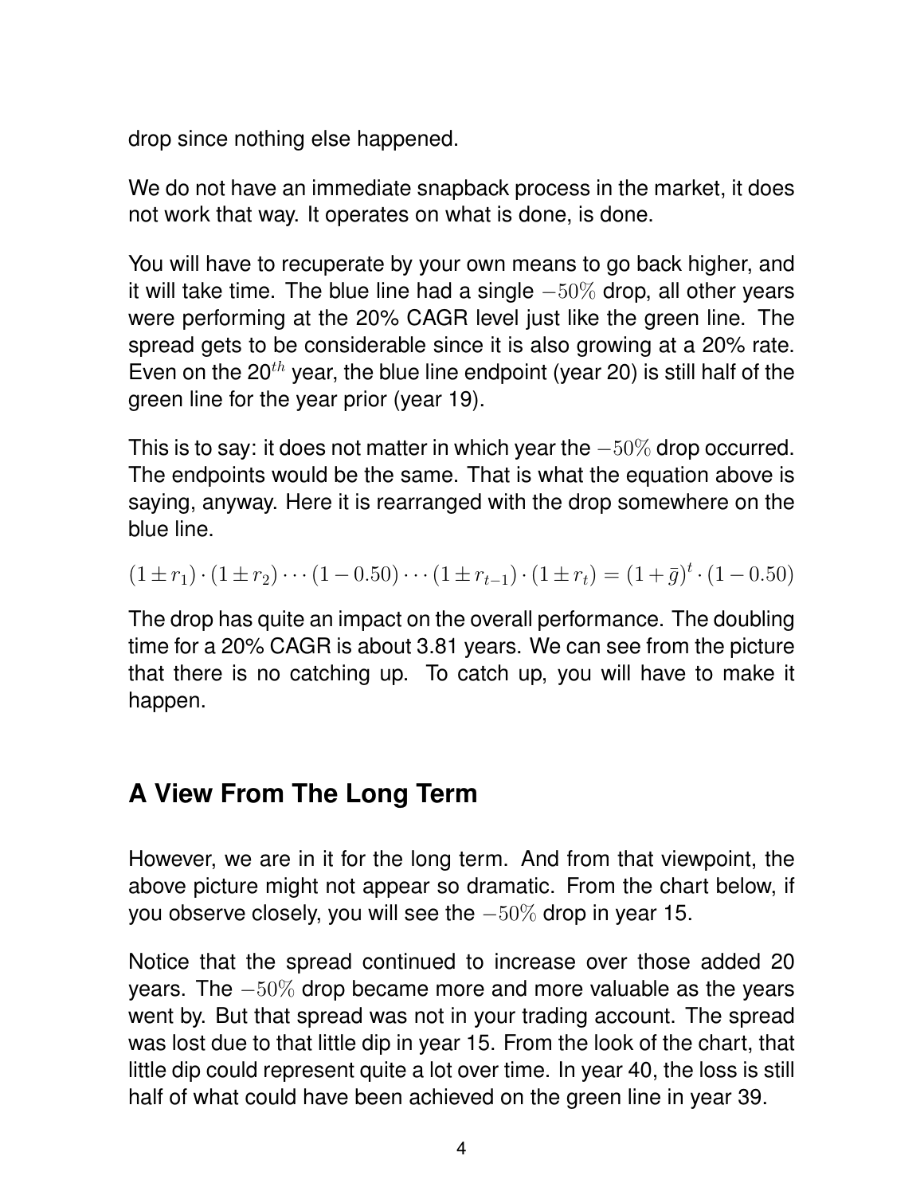drop since nothing else happened.

We do not have an immediate snapback process in the market, it does not work that way. It operates on what is done, is done.

You will have to recuperate by your own means to go back higher, and it will take time. The blue line had a single $-50\%$ drop, all other years were performing at the 20% CAGR level just like the green line. The spread gets to be considerable since it is also growing at a 20% rate. Even on the 20$^{th}$ year, the blue line endpoint (year 20) is still half of the green line for the year prior (year 19).

This is to say: it does not matter in which year the $-50\%$ drop occurred. The endpoints would be the same. That is what the equation above is saying, anyway. Here it is rearranged with the drop somewhere on the blue line.

$$(1 \pm r_1) \cdot (1 \pm r_2) \cdots (1 - 0.50) \cdots (1 \pm r_{t-1}) \cdot (1 \pm r_t) = (1 + \bar{g})^t \cdot (1 - 0.50)$$

The drop has quite an impact on the overall performance. The doubling time for a 20% CAGR is about 3.81 years. We can see from the picture that there is no catching up. To catch up, you will have to make it happen.

## A View From The Long Term

However, we are in it for the long term. And from that viewpoint, the above picture might not appear so dramatic. From the chart below, if you observe closely, you will see the $-50\%$ drop in year 15.

Notice that the spread continued to increase over those added 20 years. The $-50\%$ drop became more and more valuable as the years went by. But that spread was not in your trading account. The spread was lost due to that little dip in year 15. From the look of the chart, that little dip could represent quite a lot over time. In year 40, the loss is still half of what could have been achieved on the green line in year 39.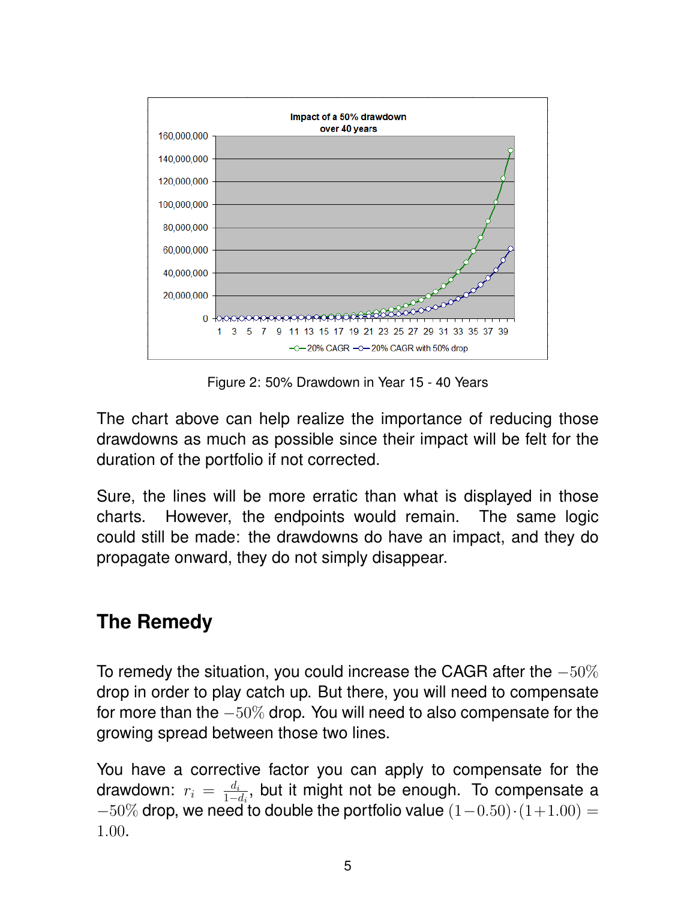Figure 2: 50% Drawdown in Year 15 - 40 Years

The chart above can help realize the importance of reducing those drawdowns as much as possible since their impact will be felt for the duration of the portfolio if not corrected.

Sure, the lines will be more erratic than what is displayed in those charts. However, the endpoints would remain. The same logic could still be made: the drawdowns do have an impact, and they do propagate onward, they do not simply disappear.

## The Remedy

To remedy the situation, you could increase the CAGR after the $-50\%$ drop in order to play catch up. But there, you will need to compensate for more than the $-50\%$ drop. You will need to also compensate for the growing spread between those two lines.

You have a corrective factor you can apply to compensate for the drawdown: $r_i = \frac{d_i}{1-d_i}$, but it might not be enough. To compensate a $-50\%$ drop, we need to double the portfolio value $(1-0.50)\cdot(1+1.00) = 1.00$.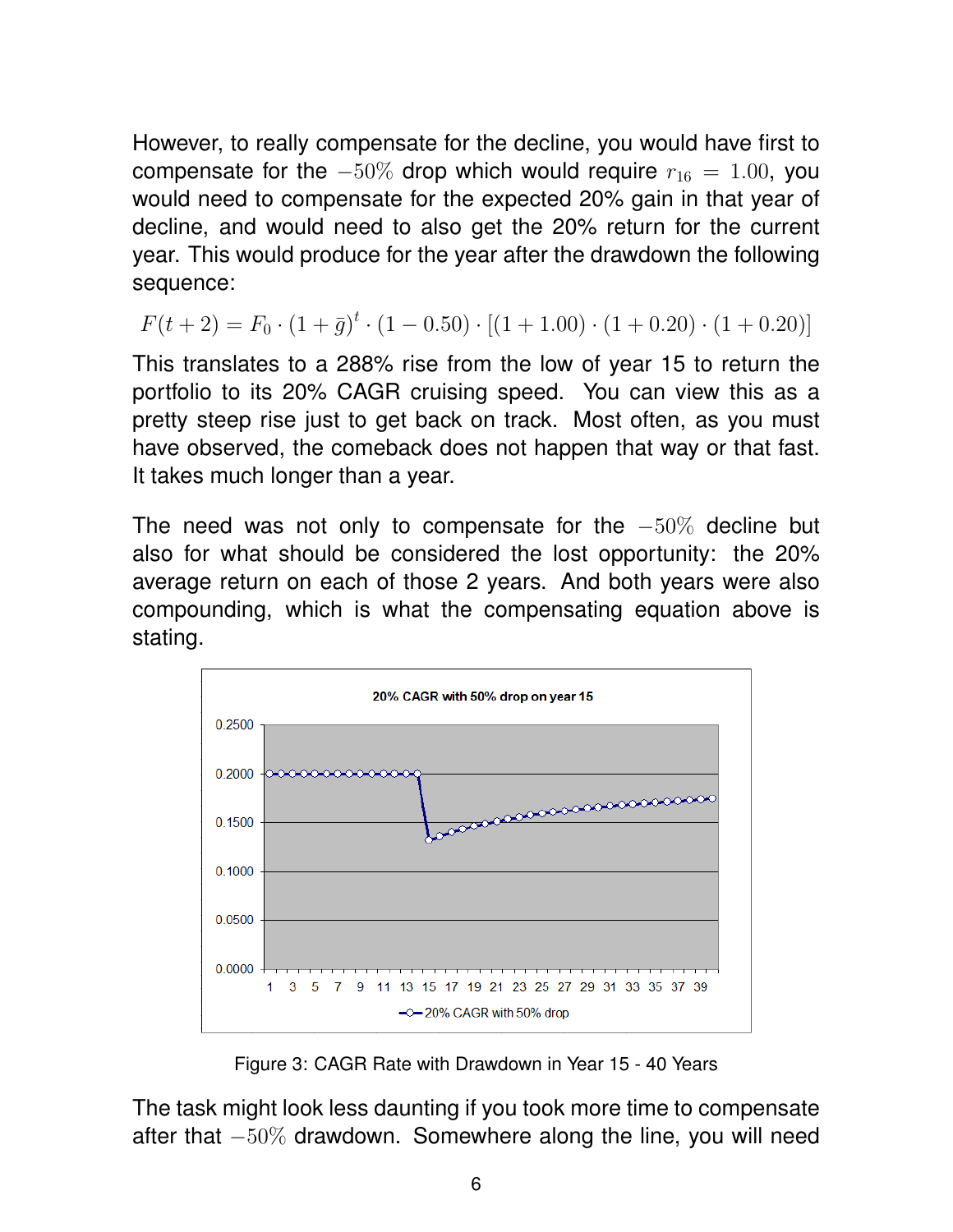However, to really compensate for the decline, you would have first to compensate for the $-50\%$ drop which would require $r_{16} = 1.00$, you would need to compensate for the expected 20% gain in that year of decline, and would need to also get the 20% return for the current year. This would produce for the year after the drawdown the following sequence:

$$F(t+2) = F_0 \cdot (1+\bar{g})^t \cdot (1-0.50) \cdot [(1+1.00) \cdot (1+0.20) \cdot (1+0.20)]$$

This translates to a 288% rise from the low of year 15 to return the portfolio to its 20% CAGR cruising speed. You can view this as a pretty steep rise just to get back on track. Most often, as you must have observed, the comeback does not happen that way or that fast. It takes much longer than a year.

The need was not only to compensate for the $-50\%$ decline but also for what should be considered the lost opportunity: the 20% average return on each of those 2 years. And both years were also compounding, which is what the compensating equation above is stating.

Figure 3: CAGR Rate with Drawdown in Year 15 - 40 Years

The task might look less daunting if you took more time to compensate after that $-50\%$ drawdown. Somewhere along the line, you will need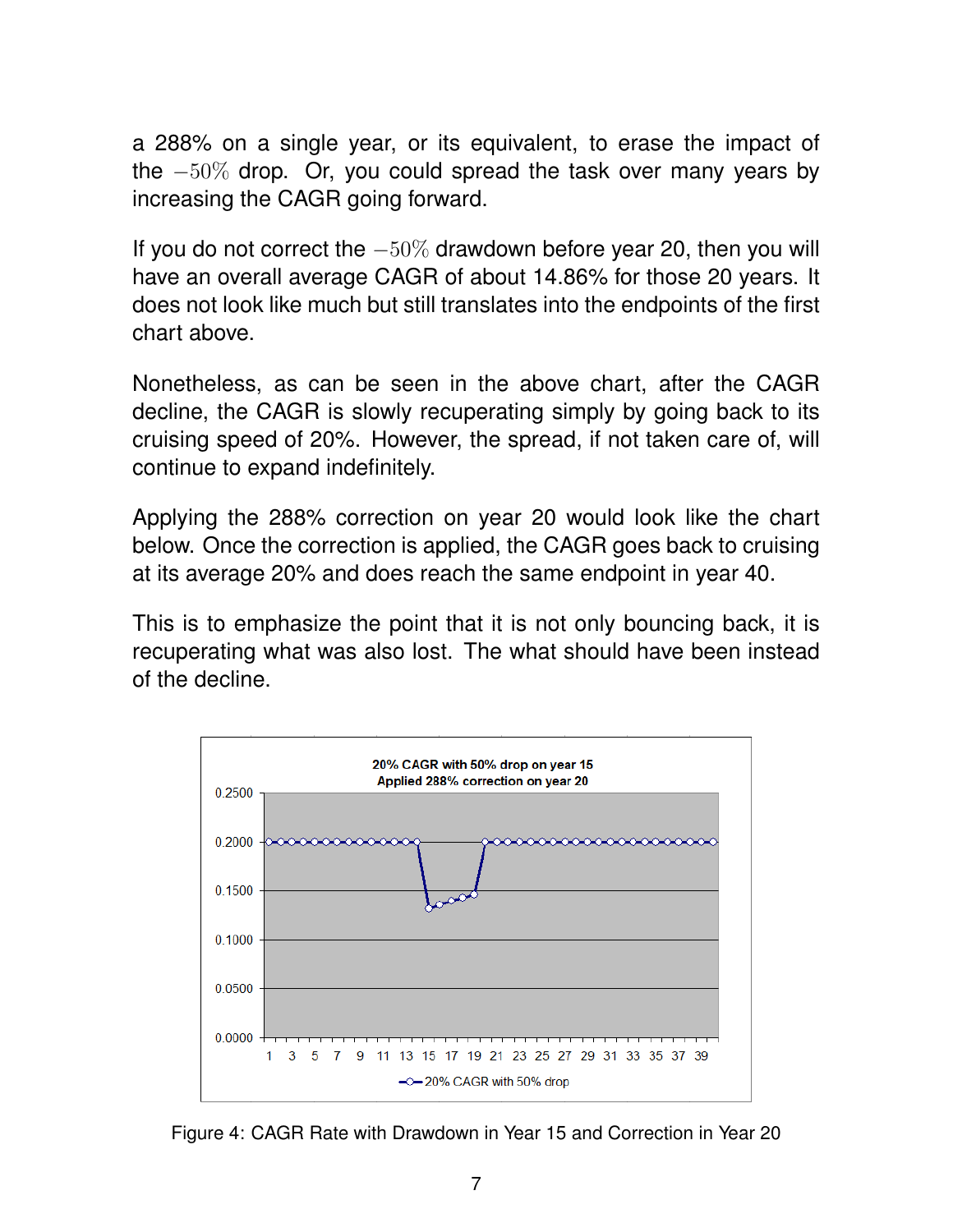a 288% on a single year, or its equivalent, to erase the impact of the $-50\%$ drop. Or, you could spread the task over many years by increasing the CAGR going forward.

If you do not correct the $-50\%$ drawdown before year 20, then you will have an overall average CAGR of about 14.86% for those 20 years. It does not look like much but still translates into the endpoints of the first chart above.

Nonetheless, as can be seen in the above chart, after the CAGR decline, the CAGR is slowly recuperating simply by going back to its cruising speed of 20%. However, the spread, if not taken care of, will continue to expand indefinitely.

Applying the 288% correction on year 20 would look like the chart below. Once the correction is applied, the CAGR goes back to cruising at its average 20% and does reach the same endpoint in year 40.

This is to emphasize the point that it is not only bouncing back, it is recuperating what was also lost. The what should have been instead of the decline.

Figure 4: CAGR Rate with Drawdown in Year 15 and Correction in Year 20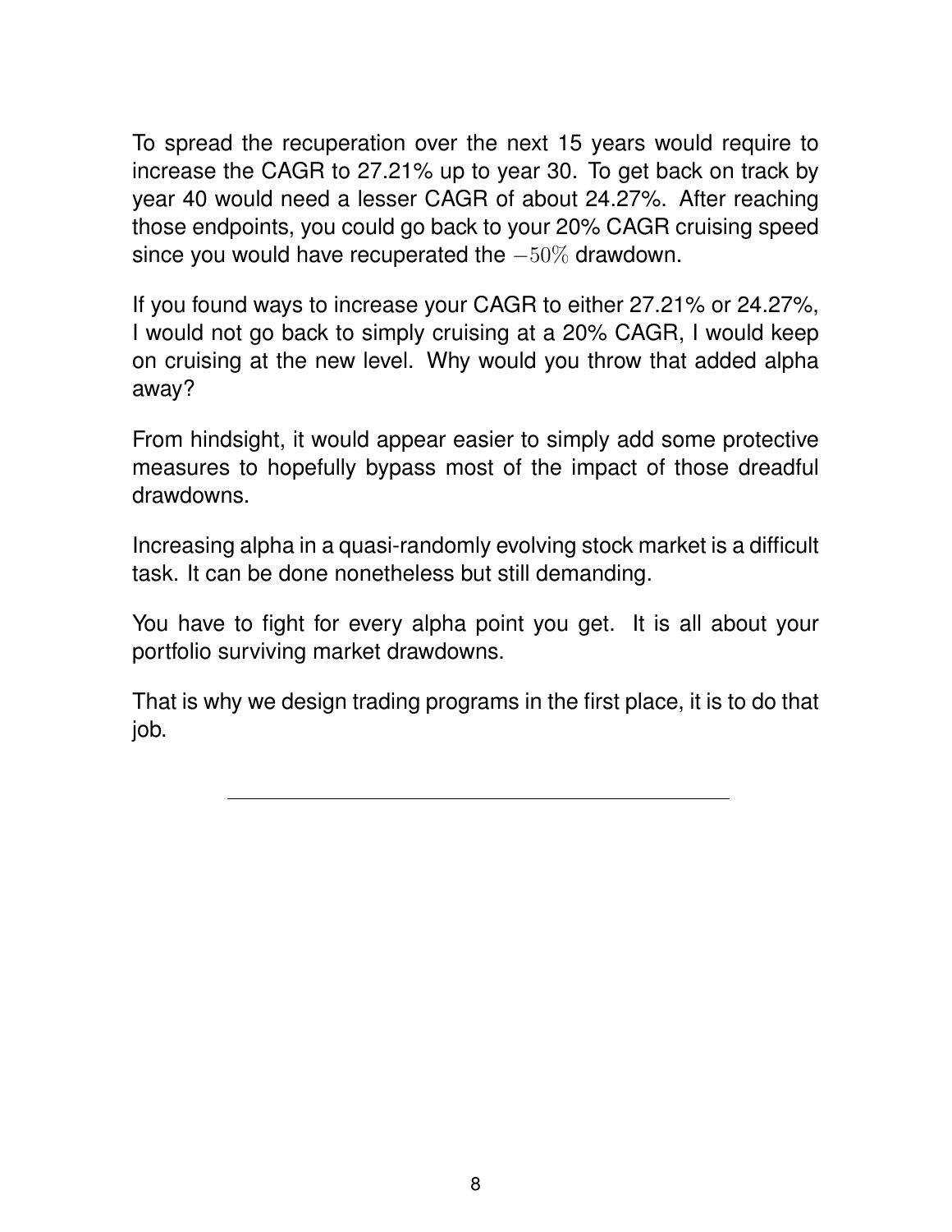To spread the recuperation over the next 15 years would require to increase the CAGR to 27.21% up to year 30. To get back on track by year 40 would need a lesser CAGR of about 24.27%. After reaching those endpoints, you could go back to your 20% CAGR cruising speed since you would have recuperated the $-50\%$ drawdown.

If you found ways to increase your CAGR to either 27.21% or 24.27%, I would not go back to simply cruising at a 20% CAGR, I would keep on cruising at the new level. Why would you throw that added alpha away?

From hindsight, it would appear easier to simply add some protective measures to hopefully bypass most of the impact of those dreadful drawdowns.

Increasing alpha in a quasi-randomly evolving stock market is a difficult task. It can be done nonetheless but still demanding.

You have to fight for every alpha point you get. It is all about your portfolio surviving market drawdowns.

That is why we design trading programs in the first place, it is to do that job.

---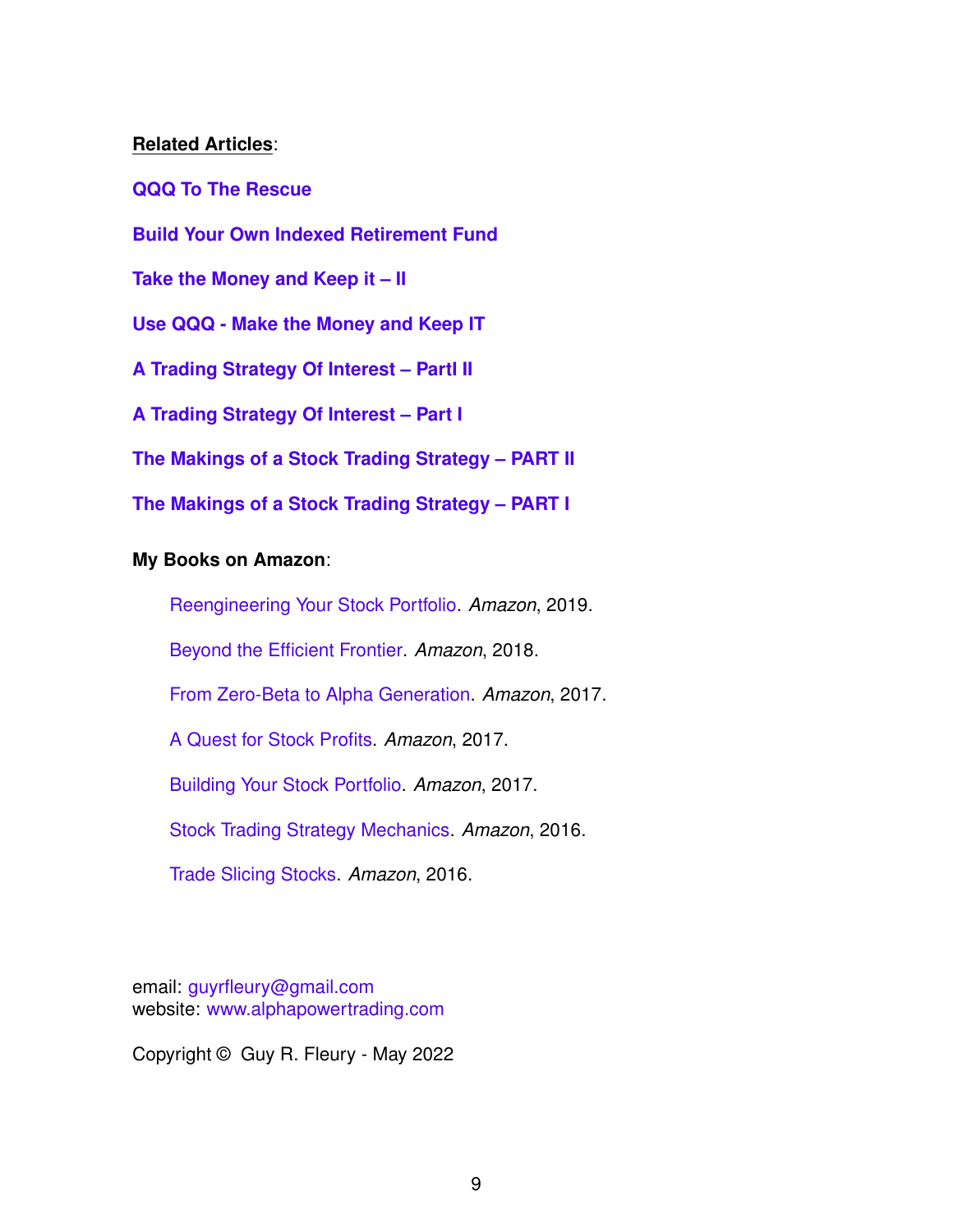**Related Articles**:

**QQQ To The Rescue**

**Build Your Own Indexed Retirement Fund**

**Take the Money and Keep it – II**

**Use QQQ - Make the Money and Keep IT**

**A Trading Strategy Of Interest – PartI II**

**A Trading Strategy Of Interest – Part I**

**The Makings of a Stock Trading Strategy – PART II**

**The Makings of a Stock Trading Strategy – PART I**

**My Books on Amazon**:

Reengineering Your Stock Portfolio. *Amazon*, 2019.

Beyond the Efficient Frontier. *Amazon*, 2018.

From Zero-Beta to Alpha Generation. *Amazon*, 2017.

A Quest for Stock Profits. *Amazon*, 2017.

Building Your Stock Portfolio. *Amazon*, 2017.

Stock Trading Strategy Mechanics. *Amazon*, 2016.

Trade Slicing Stocks. *Amazon*, 2016.

email: guyrfleury@gmail.com
website: www.alphapowertrading.com

Copyright © Guy R. Fleury - May 2022